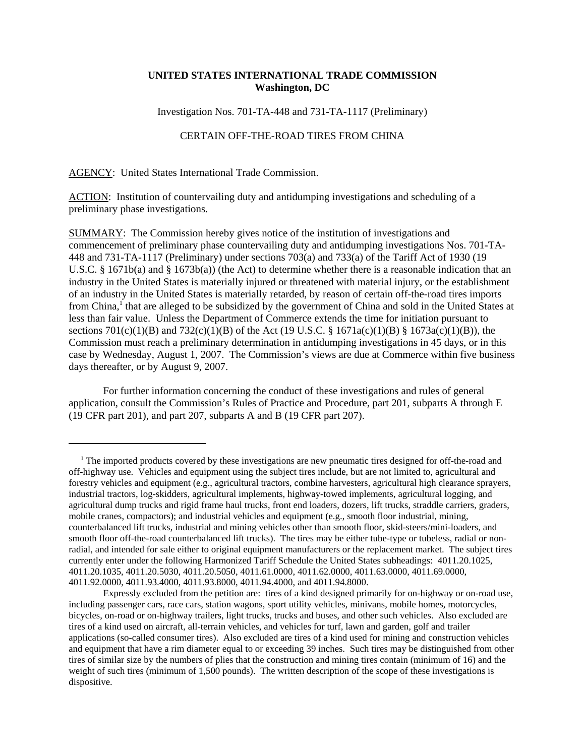**UNITED STATES INTERNATIONAL TRADE COMMISSION**
**Washington, DC**

Investigation Nos. 701-TA-448 and 731-TA-1117 (Preliminary)

CERTAIN OFF-THE-ROAD TIRES FROM CHINA

AGENCY: United States International Trade Commission.

ACTION: Institution of countervailing duty and antidumping investigations and scheduling of a preliminary phase investigations.

SUMMARY: The Commission hereby gives notice of the institution of investigations and commencement of preliminary phase countervailing duty and antidumping investigations Nos. 701-TA-448 and 731-TA-1117 (Preliminary) under sections 703(a) and 733(a) of the Tariff Act of 1930 (19 U.S.C. § 1671b(a) and § 1673b(a)) (the Act) to determine whether there is a reasonable indication that an industry in the United States is materially injured or threatened with material injury, or the establishment of an industry in the United States is materially retarded, by reason of certain off-the-road tires imports from China,[1] that are alleged to be subsidized by the government of China and sold in the United States at less than fair value. Unless the Department of Commerce extends the time for initiation pursuant to sections 701(c)(1)(B) and 732(c)(1)(B) of the Act (19 U.S.C. § 1671a(c)(1)(B) § 1673a(c)(1)(B)), the Commission must reach a preliminary determination in antidumping investigations in 45 days, or in this case by Wednesday, August 1, 2007. The Commission's views are due at Commerce within five business days thereafter, or by August 9, 2007.

For further information concerning the conduct of these investigations and rules of general application, consult the Commission's Rules of Practice and Procedure, part 201, subparts A through E (19 CFR part 201), and part 207, subparts A and B (19 CFR part 207).

---

[1] The imported products covered by these investigations are new pneumatic tires designed for off-the-road and off-highway use. Vehicles and equipment using the subject tires include, but are not limited to, agricultural and forestry vehicles and equipment (e.g., agricultural tractors, combine harvesters, agricultural high clearance sprayers, industrial tractors, log-skidders, agricultural implements, highway-towed implements, agricultural logging, and agricultural dump trucks and rigid frame haul trucks, front end loaders, dozers, lift trucks, straddle carriers, graders, mobile cranes, compactors); and industrial vehicles and equipment (e.g., smooth floor industrial, mining, counterbalanced lift trucks, industrial and mining vehicles other than smooth floor, skid-steers/mini-loaders, and smooth floor off-the-road counterbalanced lift trucks). The tires may be either tube-type or tubeless, radial or non-radial, and intended for sale either to original equipment manufacturers or the replacement market. The subject tires currently enter under the following Harmonized Tariff Schedule the United States subheadings: 4011.20.1025, 4011.20.1035, 4011.20.5030, 4011.20.5050, 4011.61.0000, 4011.62.0000, 4011.63.0000, 4011.69.0000, 4011.92.0000, 4011.93.4000, 4011.93.8000, 4011.94.4000, and 4011.94.8000.

Expressly excluded from the petition are: tires of a kind designed primarily for on-highway or on-road use, including passenger cars, race cars, station wagons, sport utility vehicles, minivans, mobile homes, motorcycles, bicycles, on-road or on-highway trailers, light trucks, trucks and buses, and other such vehicles. Also excluded are tires of a kind used on aircraft, all-terrain vehicles, and vehicles for turf, lawn and garden, golf and trailer applications (so-called consumer tires). Also excluded are tires of a kind used for mining and construction vehicles and equipment that have a rim diameter equal to or exceeding 39 inches. Such tires may be distinguished from other tires of similar size by the numbers of plies that the construction and mining tires contain (minimum of 16) and the weight of such tires (minimum of 1,500 pounds). The written description of the scope of these investigations is dispositive.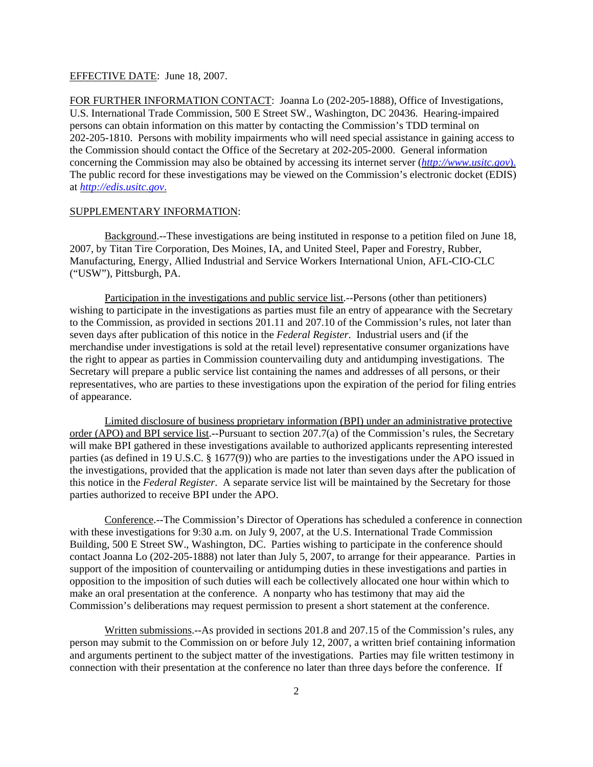EFFECTIVE DATE: June 18, 2007.

FOR FURTHER INFORMATION CONTACT: Joanna Lo (202-205-1888), Office of Investigations, U.S. International Trade Commission, 500 E Street SW., Washington, DC 20436. Hearing-impaired persons can obtain information on this matter by contacting the Commission's TDD terminal on 202-205-1810. Persons with mobility impairments who will need special assistance in gaining access to the Commission should contact the Office of the Secretary at 202-205-2000. General information concerning the Commission may also be obtained by accessing its internet server (*http://www.usitc.gov*). The public record for these investigations may be viewed on the Commission's electronic docket (EDIS) at *http://edis.usitc.gov*.

SUPPLEMENTARY INFORMATION:

Background.--These investigations are being instituted in response to a petition filed on June 18, 2007, by Titan Tire Corporation, Des Moines, IA, and United Steel, Paper and Forestry, Rubber, Manufacturing, Energy, Allied Industrial and Service Workers International Union, AFL-CIO-CLC ("USW"), Pittsburgh, PA.

Participation in the investigations and public service list.--Persons (other than petitioners) wishing to participate in the investigations as parties must file an entry of appearance with the Secretary to the Commission, as provided in sections 201.11 and 207.10 of the Commission's rules, not later than seven days after publication of this notice in the *Federal Register*. Industrial users and (if the merchandise under investigations is sold at the retail level) representative consumer organizations have the right to appear as parties in Commission countervailing duty and antidumping investigations. The Secretary will prepare a public service list containing the names and addresses of all persons, or their representatives, who are parties to these investigations upon the expiration of the period for filing entries of appearance.

Limited disclosure of business proprietary information (BPI) under an administrative protective order (APO) and BPI service list.--Pursuant to section 207.7(a) of the Commission's rules, the Secretary will make BPI gathered in these investigations available to authorized applicants representing interested parties (as defined in 19 U.S.C. § 1677(9)) who are parties to the investigations under the APO issued in the investigations, provided that the application is made not later than seven days after the publication of this notice in the *Federal Register*. A separate service list will be maintained by the Secretary for those parties authorized to receive BPI under the APO.

Conference.--The Commission's Director of Operations has scheduled a conference in connection with these investigations for 9:30 a.m. on July 9, 2007, at the U.S. International Trade Commission Building, 500 E Street SW., Washington, DC. Parties wishing to participate in the conference should contact Joanna Lo (202-205-1888) not later than July 5, 2007, to arrange for their appearance. Parties in support of the imposition of countervailing or antidumping duties in these investigations and parties in opposition to the imposition of such duties will each be collectively allocated one hour within which to make an oral presentation at the conference. A nonparty who has testimony that may aid the Commission's deliberations may request permission to present a short statement at the conference.

Written submissions.--As provided in sections 201.8 and 207.15 of the Commission's rules, any person may submit to the Commission on or before July 12, 2007, a written brief containing information and arguments pertinent to the subject matter of the investigations. Parties may file written testimony in connection with their presentation at the conference no later than three days before the conference. If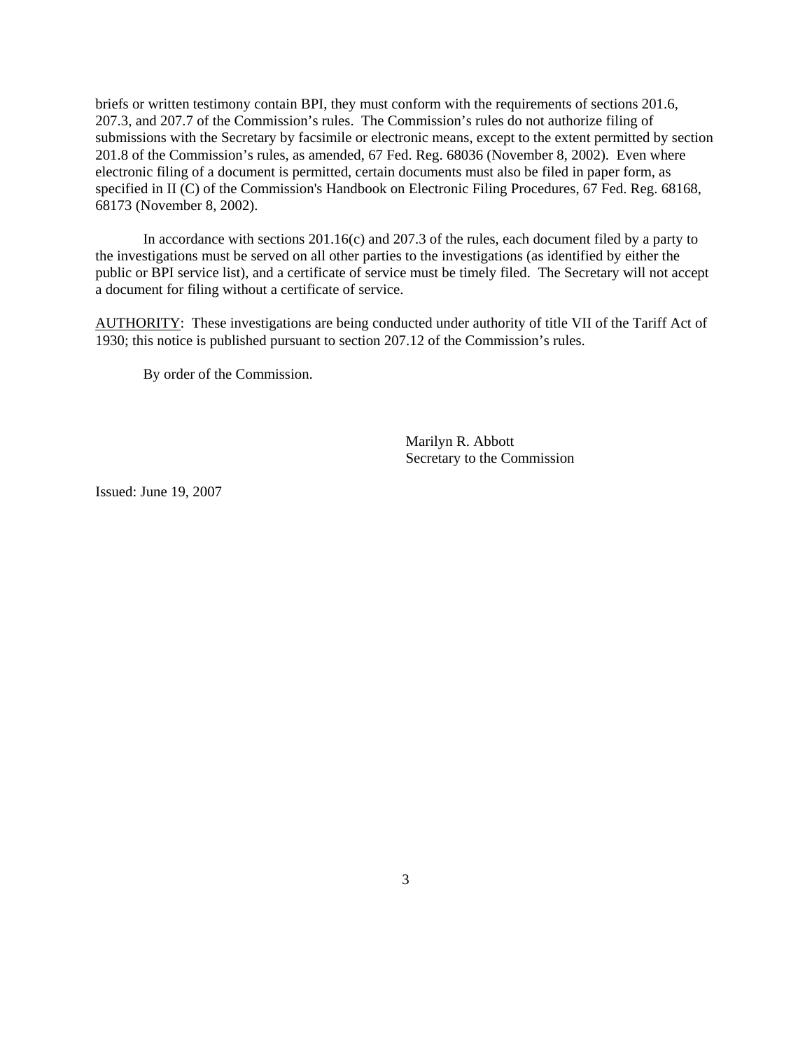briefs or written testimony contain BPI, they must conform with the requirements of sections 201.6, 207.3, and 207.7 of the Commission's rules. The Commission's rules do not authorize filing of submissions with the Secretary by facsimile or electronic means, except to the extent permitted by section 201.8 of the Commission's rules, as amended, 67 Fed. Reg. 68036 (November 8, 2002). Even where electronic filing of a document is permitted, certain documents must also be filed in paper form, as specified in II (C) of the Commission's Handbook on Electronic Filing Procedures, 67 Fed. Reg. 68168, 68173 (November 8, 2002).

In accordance with sections 201.16(c) and 207.3 of the rules, each document filed by a party to the investigations must be served on all other parties to the investigations (as identified by either the public or BPI service list), and a certificate of service must be timely filed. The Secretary will not accept a document for filing without a certificate of service.

AUTHORITY: These investigations are being conducted under authority of title VII of the Tariff Act of 1930; this notice is published pursuant to section 207.12 of the Commission's rules.

By order of the Commission.

Marilyn R. Abbott
Secretary to the Commission

Issued: June 19, 2007